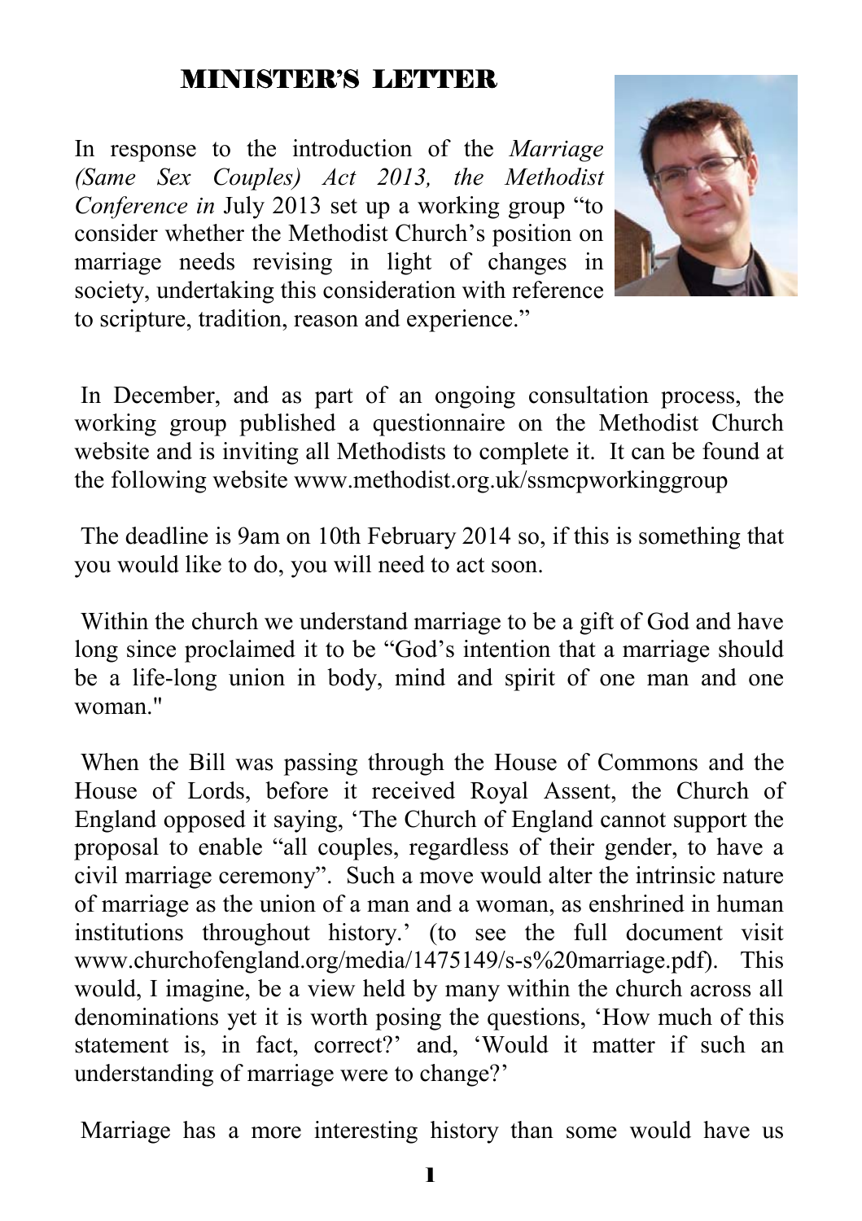## MINISTER'S LETTER

In response to the introduction of the *Marriage (Same Sex Couples) Act 2013, the Methodist Conference in* July 2013 set up a working group "to consider whether the Methodist Church's position on marriage needs revising in light of changes in society, undertaking this consideration with reference to scripture, tradition, reason and experience."

In December, and as part of an ongoing consultation process, the working group published a questionnaire on the Methodist Church website and is inviting all Methodists to complete it. It can be found at the following website www.methodist.org.uk/ssmcpworkinggroup

The deadline is 9am on 10th February 2014 so, if this is something that you would like to do, you will need to act soon.

Within the church we understand marriage to be a gift of God and have long since proclaimed it to be "God's intention that a marriage should be a life-long union in body, mind and spirit of one man and one woman."

When the Bill was passing through the House of Commons and the House of Lords, before it received Royal Assent, the Church of England opposed it saying, 'The Church of England cannot support the proposal to enable "all couples, regardless of their gender, to have a civil marriage ceremony". Such a move would alter the intrinsic nature of marriage as the union of a man and a woman, as enshrined in human institutions throughout history.' (to see the full document visit www.churchofengland.org/media/1475149/s-s%20marriage.pdf). This would, I imagine, be a view held by many within the church across all denominations yet it is worth posing the questions, 'How much of this statement is, in fact, correct?' and, 'Would it matter if such an understanding of marriage were to change?'

Marriage has a more interesting history than some would have us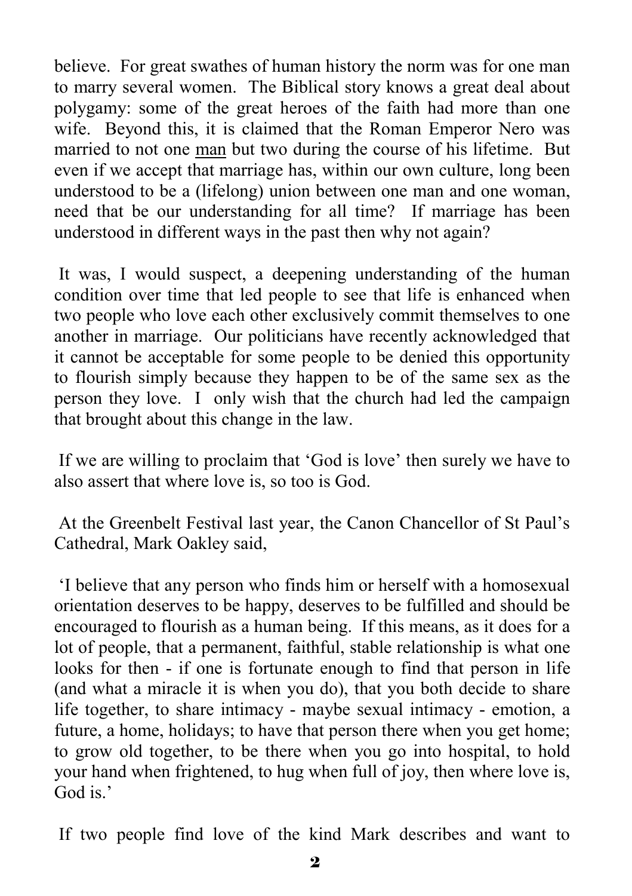believe. For great swathes of human history the norm was for one man to marry several women. The Biblical story knows a great deal about polygamy: some of the great heroes of the faith had more than one wife. Beyond this, it is claimed that the Roman Emperor Nero was married to not one <u>man</u> but two during the course of his lifetime. But even if we accept that marriage has, within our own culture, long been understood to be a (lifelong) union between one man and one woman, need that be our understanding for all time? If marriage has been understood in different ways in the past then why not again?

It was, I would suspect, a deepening understanding of the human condition over time that led people to see that life is enhanced when two people who love each other exclusively commit themselves to one another in marriage. Our politicians have recently acknowledged that it cannot be acceptable for some people to be denied this opportunity to flourish simply because they happen to be of the same sex as the person they love. I only wish that the church had led the campaign that brought about this change in the law.

If we are willing to proclaim that 'God is love' then surely we have to also assert that where love is, so too is God.

At the Greenbelt Festival last year, the Canon Chancellor of St Paul's Cathedral, Mark Oakley said,

'I believe that any person who finds him or herself with a homosexual orientation deserves to be happy, deserves to be fulfilled and should be encouraged to flourish as a human being. If this means, as it does for a lot of people, that a permanent, faithful, stable relationship is what one looks for then - if one is fortunate enough to find that person in life (and what a miracle it is when you do), that you both decide to share life together, to share intimacy - maybe sexual intimacy - emotion, a future, a home, holidays; to have that person there when you get home; to grow old together, to be there when you go into hospital, to hold your hand when frightened, to hug when full of joy, then where love is, God is.'

If two people find love of the kind Mark describes and want to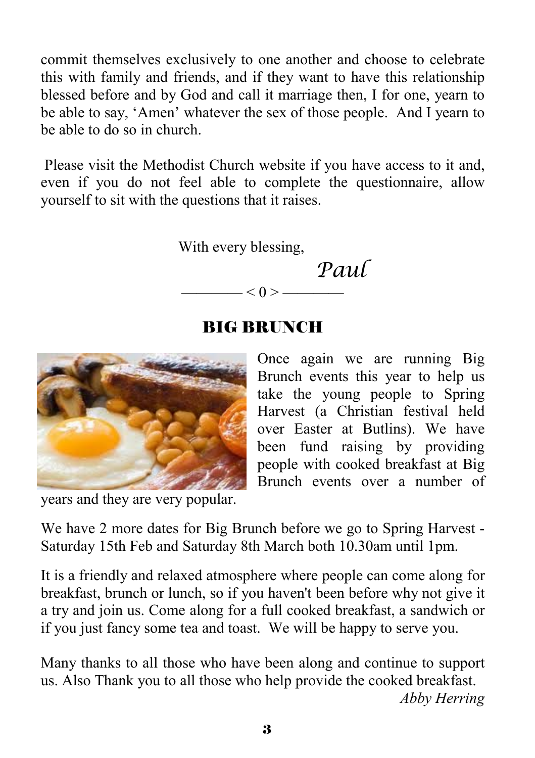commit themselves exclusively to one another and choose to celebrate this with family and friends, and if they want to have this relationship blessed before and by God and call it marriage then, I for one, yearn to be able to say, 'Amen' whatever the sex of those people. And I yearn to be able to do so in church.

Please visit the Methodist Church website if you have access to it and, even if you do not feel able to complete the questionnaire, allow yourself to sit with the questions that it raises.

With every blessing,

*Paul*

———— < 0 > ————

## BIG BRUNCH

Once again we are running Big Brunch events this year to help us take the young people to Spring Harvest (a Christian festival held over Easter at Butlins). We have been fund raising by providing people with cooked breakfast at Big Brunch events over a number of years and they are very popular.

We have 2 more dates for Big Brunch before we go to Spring Harvest - Saturday 15th Feb and Saturday 8th March both 10.30am until 1pm.

It is a friendly and relaxed atmosphere where people can come along for breakfast, brunch or lunch, so if you haven't been before why not give it a try and join us. Come along for a full cooked breakfast, a sandwich or if you just fancy some tea and toast. We will be happy to serve you.

Many thanks to all those who have been along and continue to support us. Also Thank you to all those who help provide the cooked breakfast.

*Abby Herring*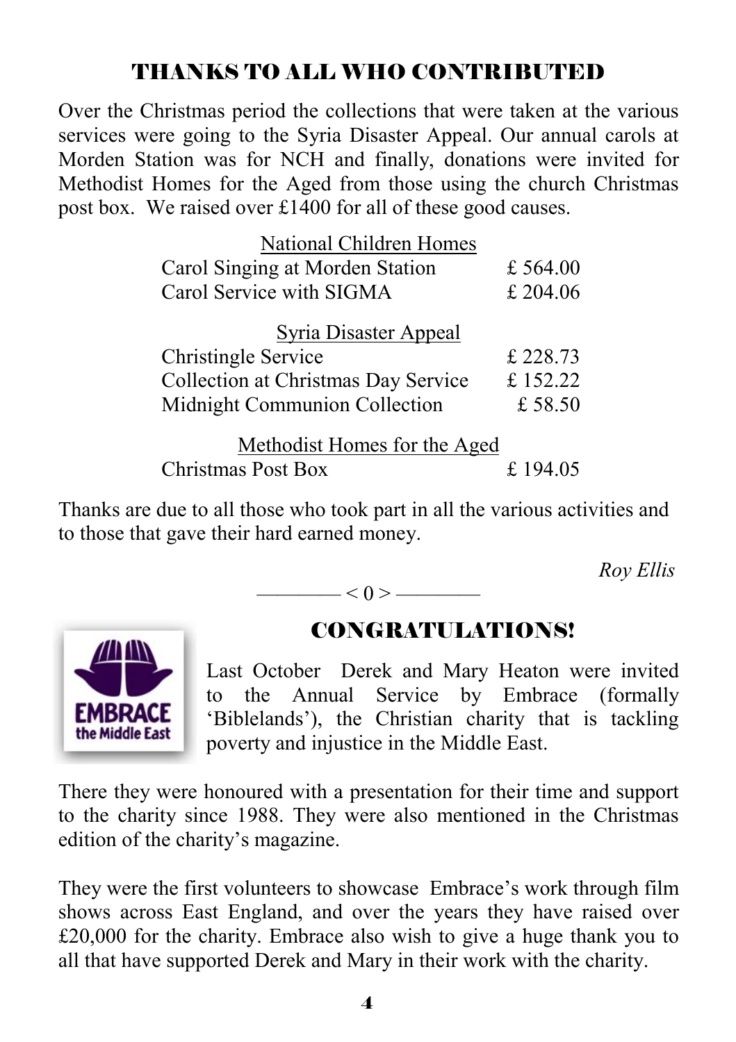## THANKS TO ALL WHO CONTRIBUTED

Over the Christmas period the collections that were taken at the various services were going to the Syria Disaster Appeal. Our annual carols at Morden Station was for NCH and finally, donations were invited for Methodist Homes for the Aged from those using the church Christmas post box. We raised over £1400 for all of these good causes.

| National Children Homes | |
|---|---|
| Carol Singing at Morden Station | £ 564.00 |
| Carol Service with SIGMA | £ 204.06 |
| **Syria Disaster Appeal** | |
| Christingle Service | £ 228.73 |
| Collection at Christmas Day Service | £ 152.22 |
| Midnight Communion Collection | £ 58.50 |
| **Methodist Homes for the Aged** | |
| Christmas Post Box | £ 194.05 |

Thanks are due to all those who took part in all the various activities and to those that gave their hard earned money.

*Roy Ellis*

———— < 0 > ————

## CONGRATULATIONS!

EMBRACE the Middle East

Last October Derek and Mary Heaton were invited to the Annual Service by Embrace (formally 'Biblelands'), the Christian charity that is tackling poverty and injustice in the Middle East.

There they were honoured with a presentation for their time and support to the charity since 1988. They were also mentioned in the Christmas edition of the charity's magazine.

They were the first volunteers to showcase Embrace's work through film shows across East England, and over the years they have raised over £20,000 for the charity. Embrace also wish to give a huge thank you to all that have supported Derek and Mary in their work with the charity.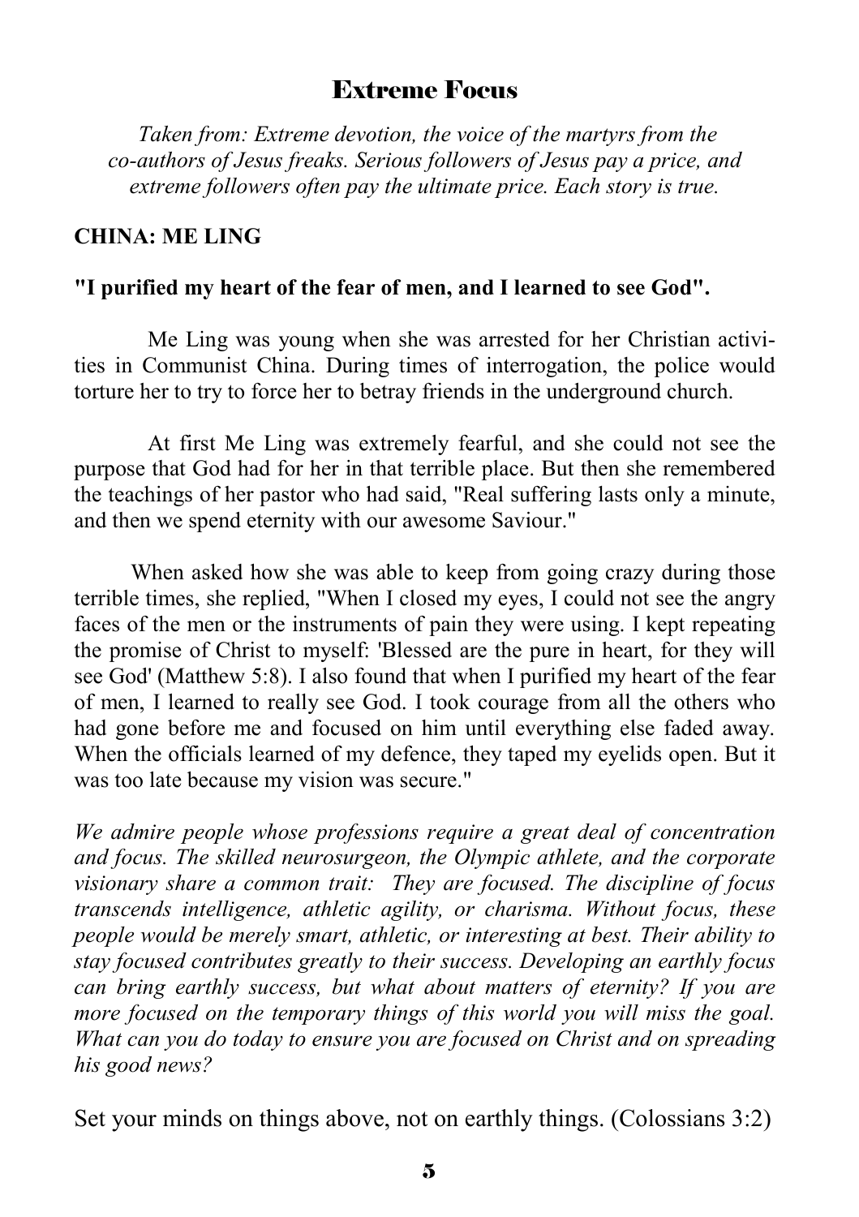# Extreme Focus

*Taken from: Extreme devotion, the voice of the martyrs from the co-authors of Jesus freaks. Serious followers of Jesus pay a price, and extreme followers often pay the ultimate price. Each story is true.*

**CHINA: ME LING**

**"I purified my heart of the fear of men, and I learned to see God".**

Me Ling was young when she was arrested for her Christian activities in Communist China. During times of interrogation, the police would torture her to try to force her to betray friends in the underground church.

At first Me Ling was extremely fearful, and she could not see the purpose that God had for her in that terrible place. But then she remembered the teachings of her pastor who had said, "Real suffering lasts only a minute, and then we spend eternity with our awesome Saviour."

When asked how she was able to keep from going crazy during those terrible times, she replied, "When I closed my eyes, I could not see the angry faces of the men or the instruments of pain they were using. I kept repeating the promise of Christ to myself: 'Blessed are the pure in heart, for they will see God' (Matthew 5:8). I also found that when I purified my heart of the fear of men, I learned to really see God. I took courage from all the others who had gone before me and focused on him until everything else faded away. When the officials learned of my defence, they taped my eyelids open. But it was too late because my vision was secure."

*We admire people whose professions require a great deal of concentration and focus. The skilled neurosurgeon, the Olympic athlete, and the corporate visionary share a common trait: They are focused. The discipline of focus transcends intelligence, athletic agility, or charisma. Without focus, these people would be merely smart, athletic, or interesting at best. Their ability to stay focused contributes greatly to their success. Developing an earthly focus can bring earthly success, but what about matters of eternity? If you are more focused on the temporary things of this world you will miss the goal. What can you do today to ensure you are focused on Christ and on spreading his good news?*

Set your minds on things above, not on earthly things. (Colossians 3:2)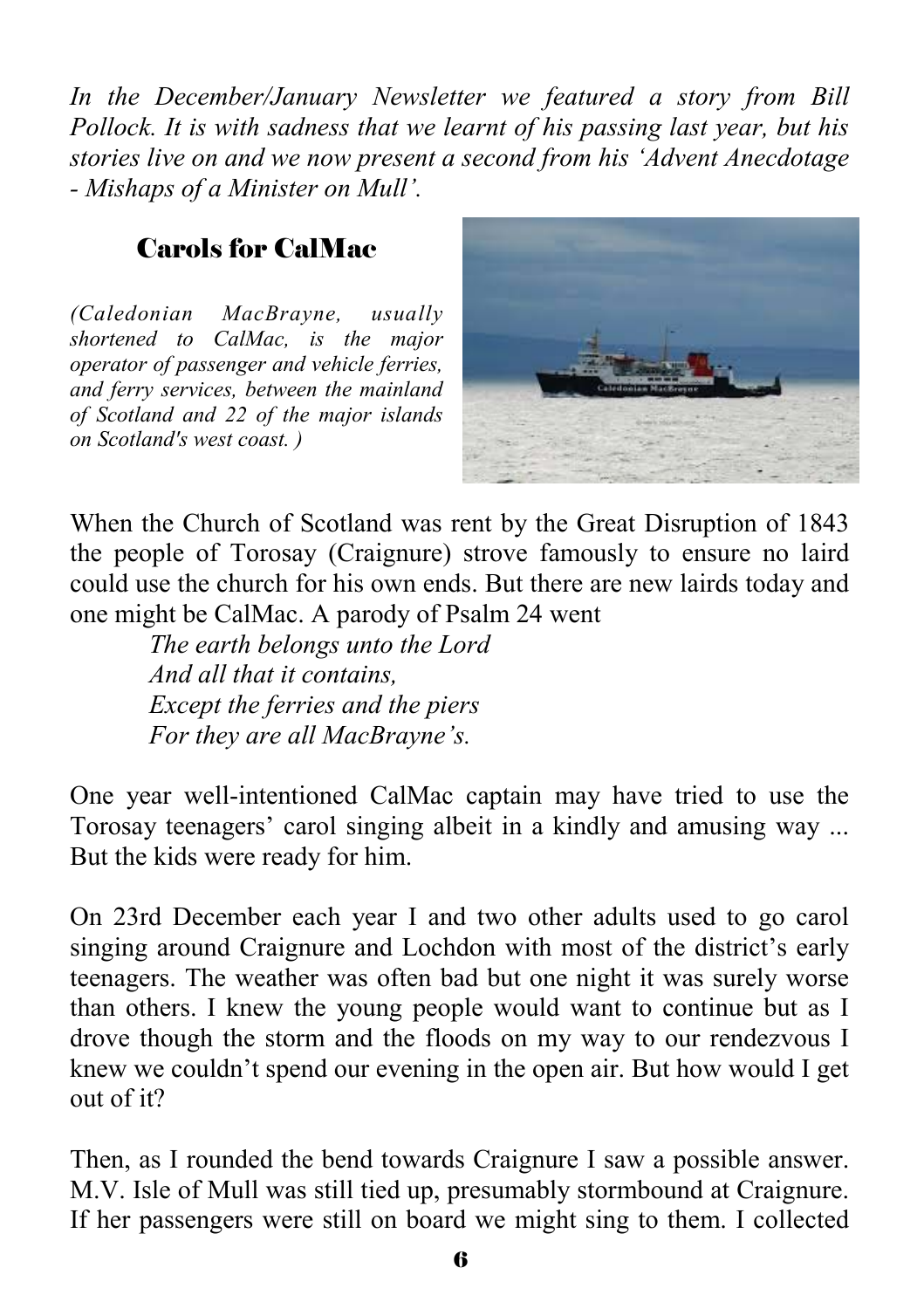*In the December/January Newsletter we featured a story from Bill Pollock. It is with sadness that we learnt of his passing last year, but his stories live on and we now present a second from his 'Advent Anecdotage - Mishaps of a Minister on Mull'.*

## Carols for CalMac

*(Caledonian MacBrayne, usually shortened to CalMac, is the major operator of passenger and vehicle ferries, and ferry services, between the mainland of Scotland and 22 of the major islands on Scotland's west coast. )*

When the Church of Scotland was rent by the Great Disruption of 1843 the people of Torosay (Craignure) strove famously to ensure no laird could use the church for his own ends. But there are new lairds today and one might be CalMac. A parody of Psalm 24 went

*The earth belongs unto the Lord*
*And all that it contains,*
*Except the ferries and the piers*
*For they are all MacBrayne's.*

One year well-intentioned CalMac captain may have tried to use the Torosay teenagers' carol singing albeit in a kindly and amusing way ... But the kids were ready for him.

On 23rd December each year I and two other adults used to go carol singing around Craignure and Lochdon with most of the district's early teenagers. The weather was often bad but one night it was surely worse than others. I knew the young people would want to continue but as I drove though the storm and the floods on my way to our rendezvous I knew we couldn't spend our evening in the open air. But how would I get out of it?

Then, as I rounded the bend towards Craignure I saw a possible answer. M.V. Isle of Mull was still tied up, presumably stormbound at Craignure. If her passengers were still on board we might sing to them. I collected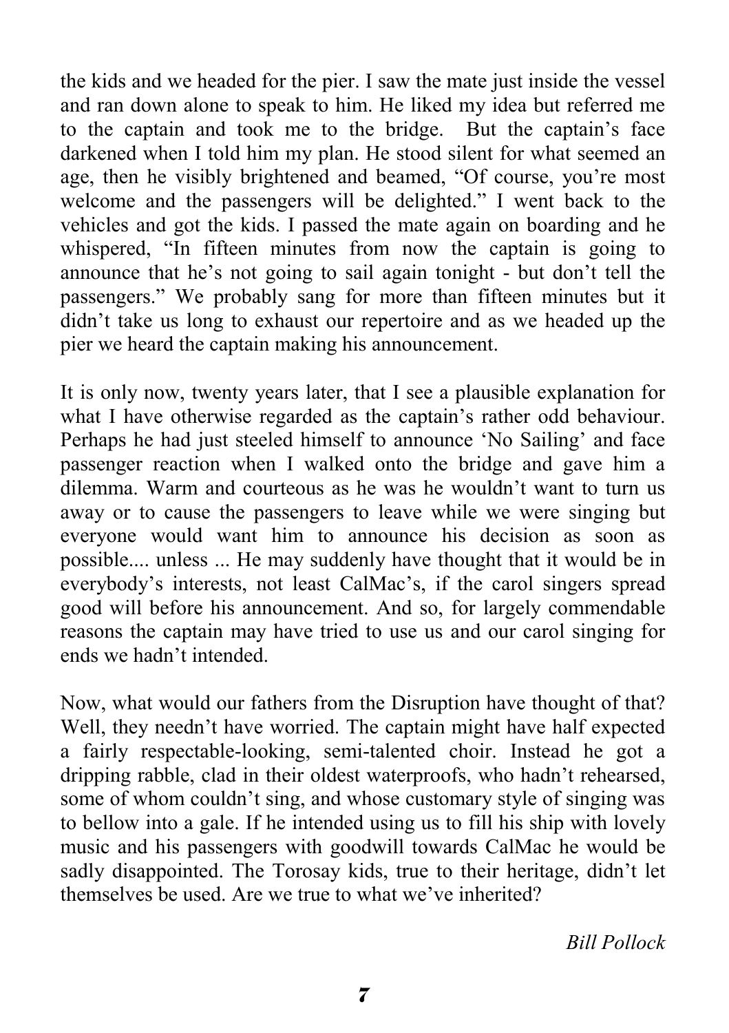the kids and we headed for the pier. I saw the mate just inside the vessel and ran down alone to speak to him. He liked my idea but referred me to the captain and took me to the bridge. But the captain's face darkened when I told him my plan. He stood silent for what seemed an age, then he visibly brightened and beamed, "Of course, you're most welcome and the passengers will be delighted." I went back to the vehicles and got the kids. I passed the mate again on boarding and he whispered, "In fifteen minutes from now the captain is going to announce that he's not going to sail again tonight - but don't tell the passengers." We probably sang for more than fifteen minutes but it didn't take us long to exhaust our repertoire and as we headed up the pier we heard the captain making his announcement.

It is only now, twenty years later, that I see a plausible explanation for what I have otherwise regarded as the captain's rather odd behaviour. Perhaps he had just steeled himself to announce 'No Sailing' and face passenger reaction when I walked onto the bridge and gave him a dilemma. Warm and courteous as he was he wouldn't want to turn us away or to cause the passengers to leave while we were singing but everyone would want him to announce his decision as soon as possible.... unless ... He may suddenly have thought that it would be in everybody's interests, not least CalMac's, if the carol singers spread good will before his announcement. And so, for largely commendable reasons the captain may have tried to use us and our carol singing for ends we hadn't intended.

Now, what would our fathers from the Disruption have thought of that? Well, they needn't have worried. The captain might have half expected a fairly respectable-looking, semi-talented choir. Instead he got a dripping rabble, clad in their oldest waterproofs, who hadn't rehearsed, some of whom couldn't sing, and whose customary style of singing was to bellow into a gale. If he intended using us to fill his ship with lovely music and his passengers with goodwill towards CalMac he would be sadly disappointed. The Torosay kids, true to their heritage, didn't let themselves be used. Are we true to what we've inherited?

*Bill Pollock*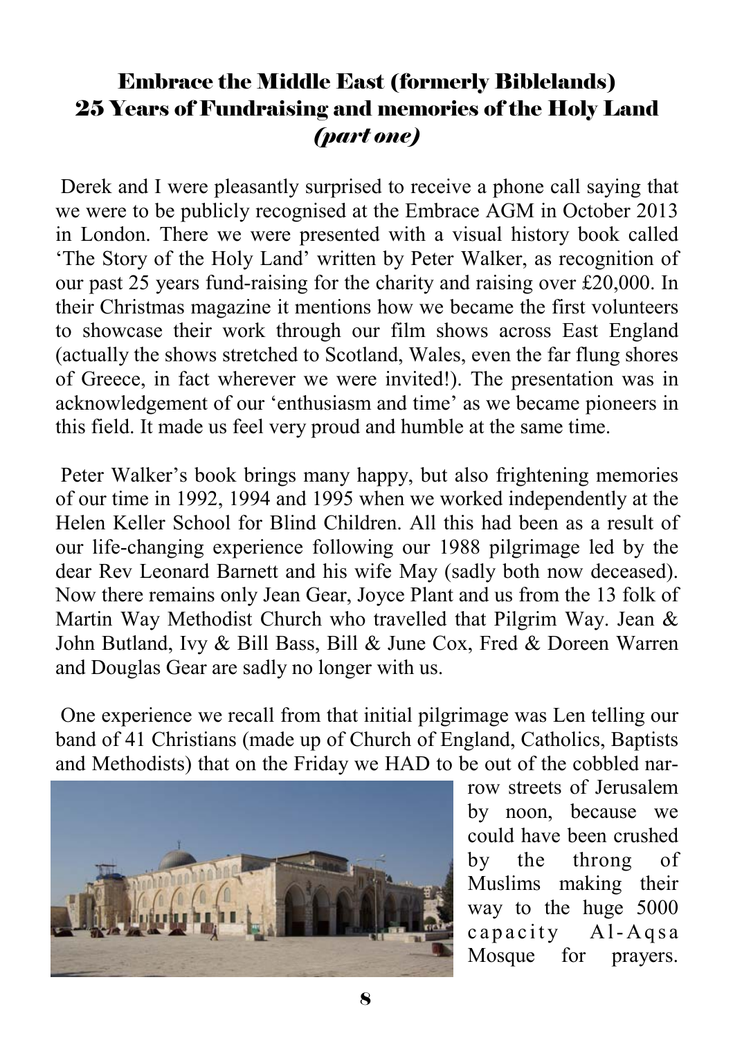## Embrace the Middle East (formerly Biblelands)
## 25 Years of Fundraising and memories of the Holy Land
## *(part one)*

Derek and I were pleasantly surprised to receive a phone call saying that we were to be publicly recognised at the Embrace AGM in October 2013 in London. There we were presented with a visual history book called 'The Story of the Holy Land' written by Peter Walker, as recognition of our past 25 years fund-raising for the charity and raising over £20,000. In their Christmas magazine it mentions how we became the first volunteers to showcase their work through our film shows across East England (actually the shows stretched to Scotland, Wales, even the far flung shores of Greece, in fact wherever we were invited!). The presentation was in acknowledgement of our 'enthusiasm and time' as we became pioneers in this field. It made us feel very proud and humble at the same time.

Peter Walker's book brings many happy, but also frightening memories of our time in 1992, 1994 and 1995 when we worked independently at the Helen Keller School for Blind Children. All this had been as a result of our life-changing experience following our 1988 pilgrimage led by the dear Rev Leonard Barnett and his wife May (sadly both now deceased). Now there remains only Jean Gear, Joyce Plant and us from the 13 folk of Martin Way Methodist Church who travelled that Pilgrim Way. Jean & John Butland, Ivy & Bill Bass, Bill & June Cox, Fred & Doreen Warren and Douglas Gear are sadly no longer with us.

One experience we recall from that initial pilgrimage was Len telling our band of 41 Christians (made up of Church of England, Catholics, Baptists and Methodists) that on the Friday we HAD to be out of the cobbled narrow streets of Jerusalem by noon, because we could have been crushed by the throng of Muslims making their way to the huge 5000 capacity Al-Aqsa Mosque for prayers.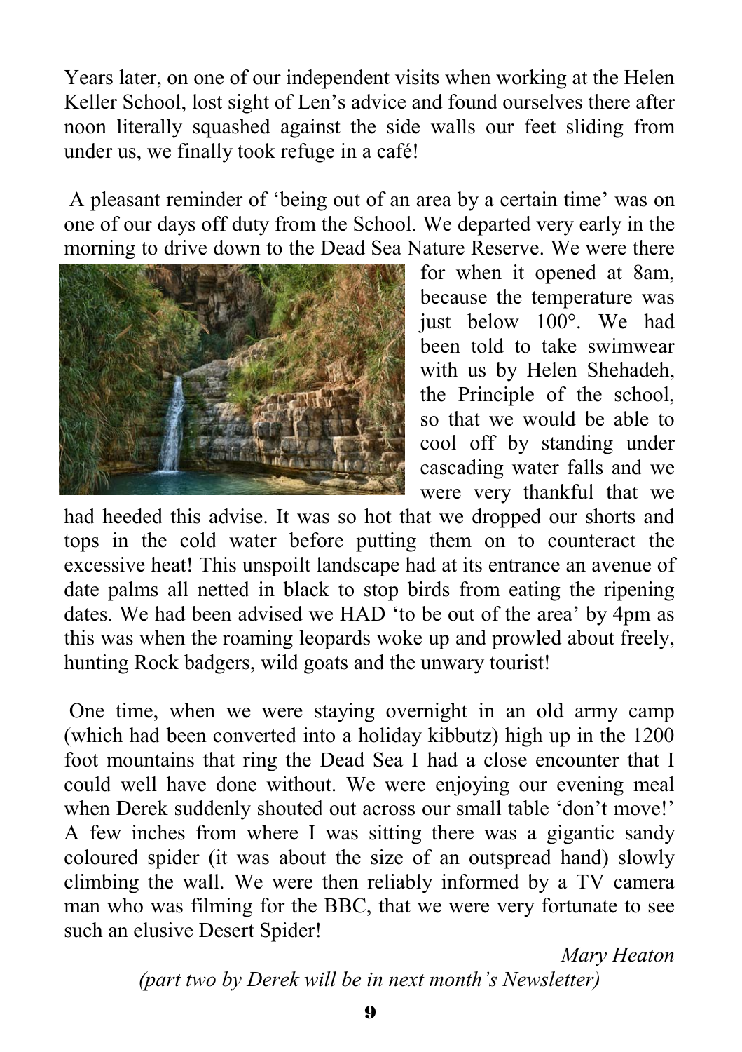Years later, on one of our independent visits when working at the Helen Keller School, lost sight of Len's advice and found ourselves there after noon literally squashed against the side walls our feet sliding from under us, we finally took refuge in a café!

A pleasant reminder of 'being out of an area by a certain time' was on one of our days off duty from the School. We departed very early in the morning to drive down to the Dead Sea Nature Reserve. We were there for when it opened at 8am, because the temperature was just below 100°. We had been told to take swimwear with us by Helen Shehadeh, the Principle of the school, so that we would be able to cool off by standing under cascading water falls and we were very thankful that we had heeded this advise. It was so hot that we dropped our shorts and tops in the cold water before putting them on to counteract the excessive heat! This unspoilt landscape had at its entrance an avenue of date palms all netted in black to stop birds from eating the ripening dates. We had been advised we HAD 'to be out of the area' by 4pm as this was when the roaming leopards woke up and prowled about freely, hunting Rock badgers, wild goats and the unwary tourist!

One time, when we were staying overnight in an old army camp (which had been converted into a holiday kibbutz) high up in the 1200 foot mountains that ring the Dead Sea I had a close encounter that I could well have done without. We were enjoying our evening meal when Derek suddenly shouted out across our small table 'don't move!' A few inches from where I was sitting there was a gigantic sandy coloured spider (it was about the size of an outspread hand) slowly climbing the wall. We were then reliably informed by a TV camera man who was filming for the BBC, that we were very fortunate to see such an elusive Desert Spider!

*Mary Heaton*

*(part two by Derek will be in next month's Newsletter)*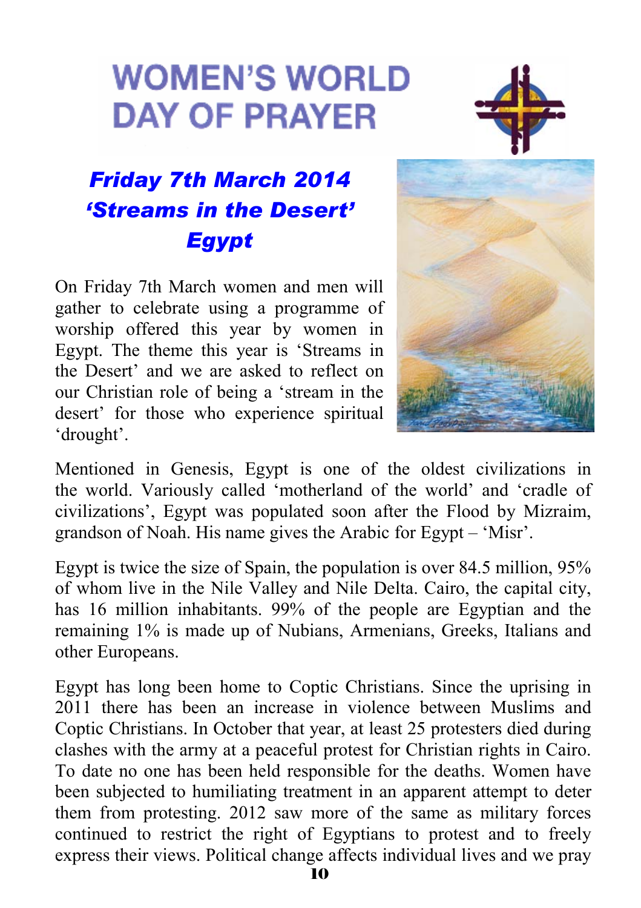# WOMEN'S WORLD DAY OF PRAYER

## *Friday 7th March 2014*
## *'Streams in the Desert'*
## *Egypt*

On Friday 7th March women and men will gather to celebrate using a programme of worship offered this year by women in Egypt. The theme this year is 'Streams in the Desert' and we are asked to reflect on our Christian role of being a 'stream in the desert' for those who experience spiritual 'drought'.

Mentioned in Genesis, Egypt is one of the oldest civilizations in the world. Variously called 'motherland of the world' and 'cradle of civilizations', Egypt was populated soon after the Flood by Mizraim, grandson of Noah. His name gives the Arabic for Egypt – 'Misr'.

Egypt is twice the size of Spain, the population is over 84.5 million, 95% of whom live in the Nile Valley and Nile Delta. Cairo, the capital city, has 16 million inhabitants. 99% of the people are Egyptian and the remaining 1% is made up of Nubians, Armenians, Greeks, Italians and other Europeans.

Egypt has long been home to Coptic Christians. Since the uprising in 2011 there has been an increase in violence between Muslims and Coptic Christians. In October that year, at least 25 protesters died during clashes with the army at a peaceful protest for Christian rights in Cairo. To date no one has been held responsible for the deaths. Women have been subjected to humiliating treatment in an apparent attempt to deter them from protesting. 2012 saw more of the same as military forces continued to restrict the right of Egyptians to protest and to freely express their views. Political change affects individual lives and we pray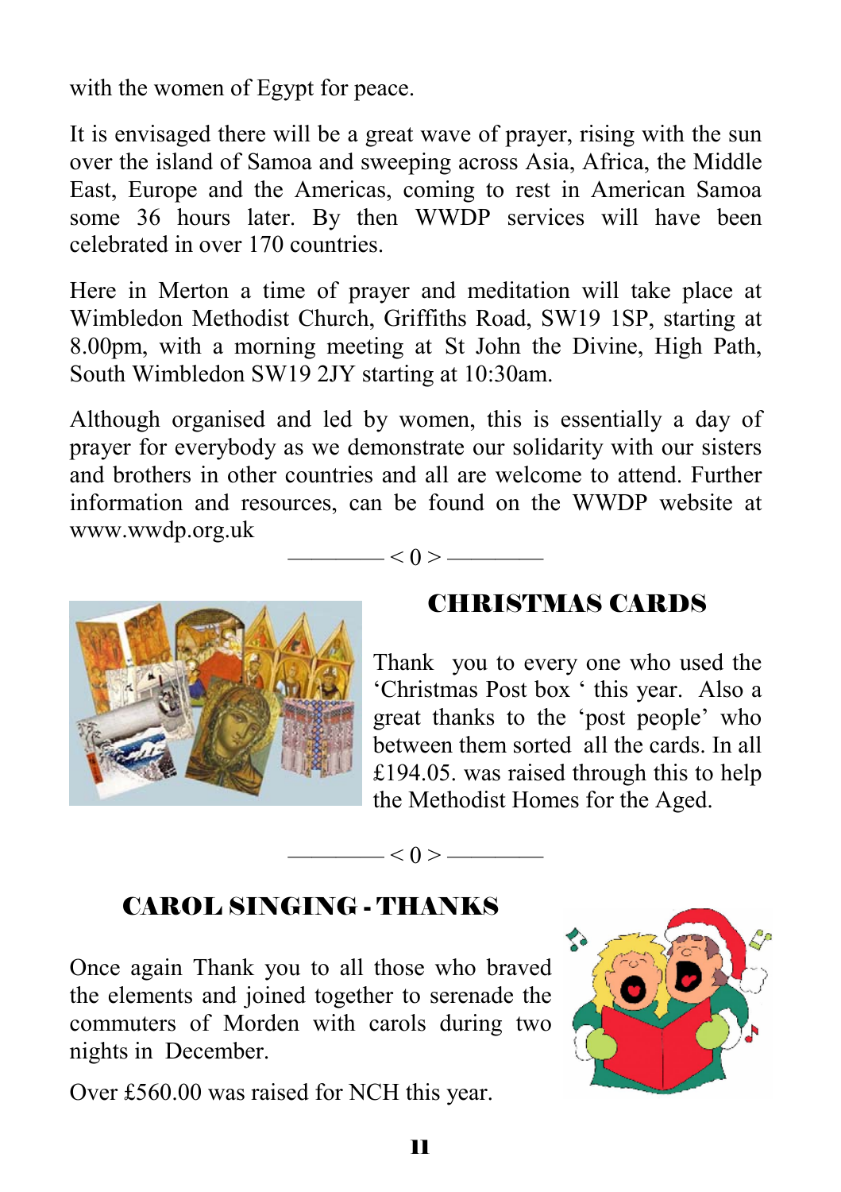with the women of Egypt for peace.

It is envisaged there will be a great wave of prayer, rising with the sun over the island of Samoa and sweeping across Asia, Africa, the Middle East, Europe and the Americas, coming to rest in American Samoa some 36 hours later. By then WWDP services will have been celebrated in over 170 countries.

Here in Merton a time of prayer and meditation will take place at Wimbledon Methodist Church, Griffiths Road, SW19 1SP, starting at 8.00pm, with a morning meeting at St John the Divine, High Path, South Wimbledon SW19 2JY starting at 10:30am.

Although organised and led by women, this is essentially a day of prayer for everybody as we demonstrate our solidarity with our sisters and brothers in other countries and all are welcome to attend. Further information and resources, can be found on the WWDP website at www.wwdp.org.uk

———— < 0 > ————

## CHRISTMAS CARDS

Thank you to every one who used the 'Christmas Post box ' this year. Also a great thanks to the 'post people' who between them sorted all the cards. In all £194.05. was raised through this to help the Methodist Homes for the Aged.

———— < 0 > ————

## CAROL SINGING - THANKS

Once again Thank you to all those who braved the elements and joined together to serenade the commuters of Morden with carols during two nights in December.

Over £560.00 was raised for NCH this year.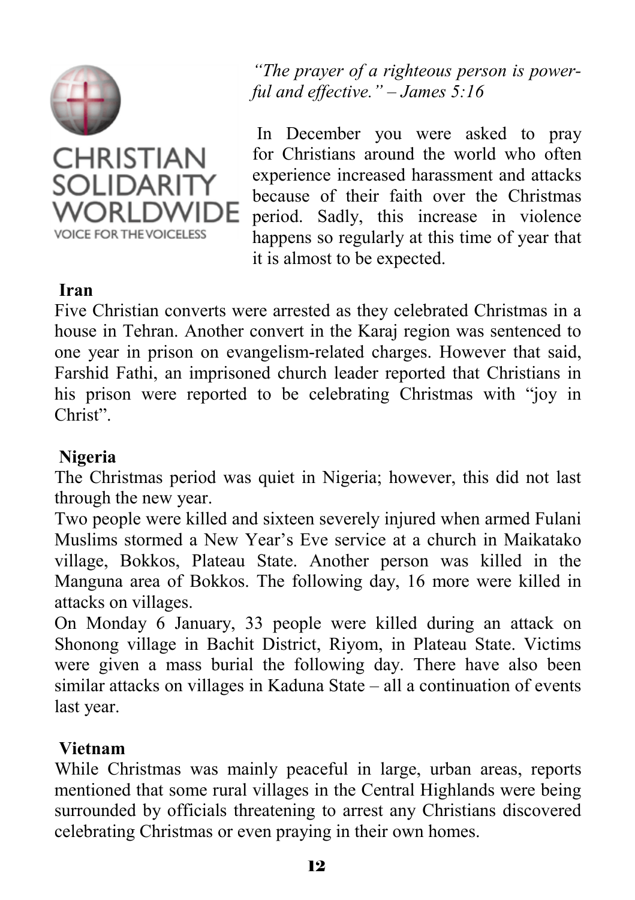CHRISTIAN SOLIDARITY WORLDWIDE

VOICE FOR THE VOICELESS

*"The prayer of a righteous person is powerful and effective." – James 5:16*

In December you were asked to pray for Christians around the world who often experience increased harassment and attacks because of their faith over the Christmas period. Sadly, this increase in violence happens so regularly at this time of year that it is almost to be expected.

**Iran**

Five Christian converts were arrested as they celebrated Christmas in a house in Tehran. Another convert in the Karaj region was sentenced to one year in prison on evangelism-related charges. However that said, Farshid Fathi, an imprisoned church leader reported that Christians in his prison were reported to be celebrating Christmas with "joy in Christ".

**Nigeria**

The Christmas period was quiet in Nigeria; however, this did not last through the new year.

Two people were killed and sixteen severely injured when armed Fulani Muslims stormed a New Year's Eve service at a church in Maikatako village, Bokkos, Plateau State. Another person was killed in the Manguna area of Bokkos. The following day, 16 more were killed in attacks on villages.

On Monday 6 January, 33 people were killed during an attack on Shonong village in Bachit District, Riyom, in Plateau State. Victims were given a mass burial the following day. There have also been similar attacks on villages in Kaduna State – all a continuation of events last year.

**Vietnam**

While Christmas was mainly peaceful in large, urban areas, reports mentioned that some rural villages in the Central Highlands were being surrounded by officials threatening to arrest any Christians discovered celebrating Christmas or even praying in their own homes.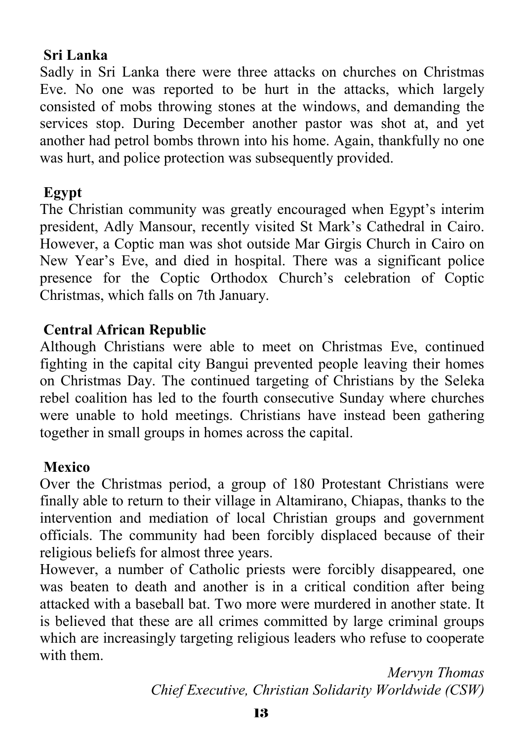**Sri Lanka**

Sadly in Sri Lanka there were three attacks on churches on Christmas Eve. No one was reported to be hurt in the attacks, which largely consisted of mobs throwing stones at the windows, and demanding the services stop. During December another pastor was shot at, and yet another had petrol bombs thrown into his home. Again, thankfully no one was hurt, and police protection was subsequently provided.

**Egypt**

The Christian community was greatly encouraged when Egypt's interim president, Adly Mansour, recently visited St Mark's Cathedral in Cairo. However, a Coptic man was shot outside Mar Girgis Church in Cairo on New Year's Eve, and died in hospital. There was a significant police presence for the Coptic Orthodox Church's celebration of Coptic Christmas, which falls on 7th January.

**Central African Republic**

Although Christians were able to meet on Christmas Eve, continued fighting in the capital city Bangui prevented people leaving their homes on Christmas Day. The continued targeting of Christians by the Seleka rebel coalition has led to the fourth consecutive Sunday where churches were unable to hold meetings. Christians have instead been gathering together in small groups in homes across the capital.

**Mexico**

Over the Christmas period, a group of 180 Protestant Christians were finally able to return to their village in Altamirano, Chiapas, thanks to the intervention and mediation of local Christian groups and government officials. The community had been forcibly displaced because of their religious beliefs for almost three years.

However, a number of Catholic priests were forcibly disappeared, one was beaten to death and another is in a critical condition after being attacked with a baseball bat. Two more were murdered in another state. It is believed that these are all crimes committed by large criminal groups which are increasingly targeting religious leaders who refuse to cooperate with them.

*Mervyn Thomas*
*Chief Executive, Christian Solidarity Worldwide (CSW)*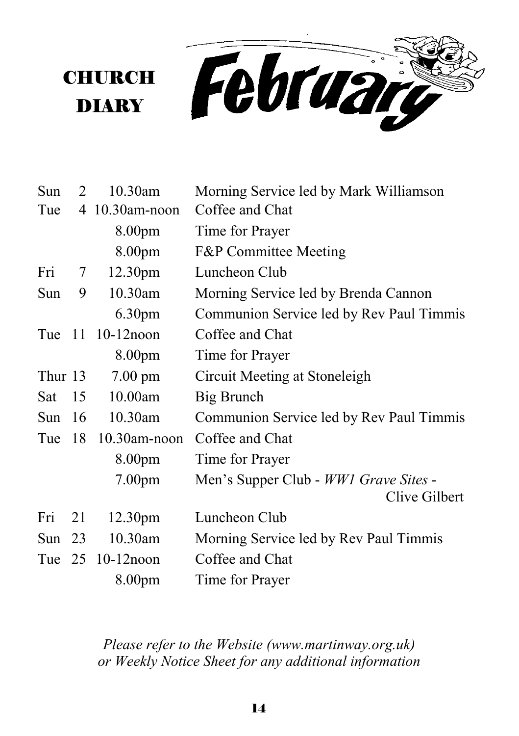# CHURCH DIARY

# February

| | | | |
|---|---|---|---|
| Sun | 2 | 10.30am | Morning Service led by Mark Williamson |
| Tue | 4 | 10.30am-noon | Coffee and Chat |
| | | 8.00pm | Time for Prayer |
| | | 8.00pm | F&P Committee Meeting |
| Fri | 7 | 12.30pm | Luncheon Club |
| Sun | 9 | 10.30am | Morning Service led by Brenda Cannon |
| | | 6.30pm | Communion Service led by Rev Paul Timmis |
| Tue | 11 | 10-12noon | Coffee and Chat |
| | | 8.00pm | Time for Prayer |
| Thur | 13 | 7.00 pm | Circuit Meeting at Stoneleigh |
| Sat | 15 | 10.00am | Big Brunch |
| Sun | 16 | 10.30am | Communion Service led by Rev Paul Timmis |
| Tue | 18 | 10.30am-noon | Coffee and Chat |
| | | 8.00pm | Time for Prayer |
| | | 7.00pm | Men's Supper Club - *WW1 Grave Sites* - Clive Gilbert |
| Fri | 21 | 12.30pm | Luncheon Club |
| Sun | 23 | 10.30am | Morning Service led by Rev Paul Timmis |
| Tue | 25 | 10-12noon | Coffee and Chat |
| | | 8.00pm | Time for Prayer |

*Please refer to the Website (www.martinway.org.uk) or Weekly Notice Sheet for any additional information*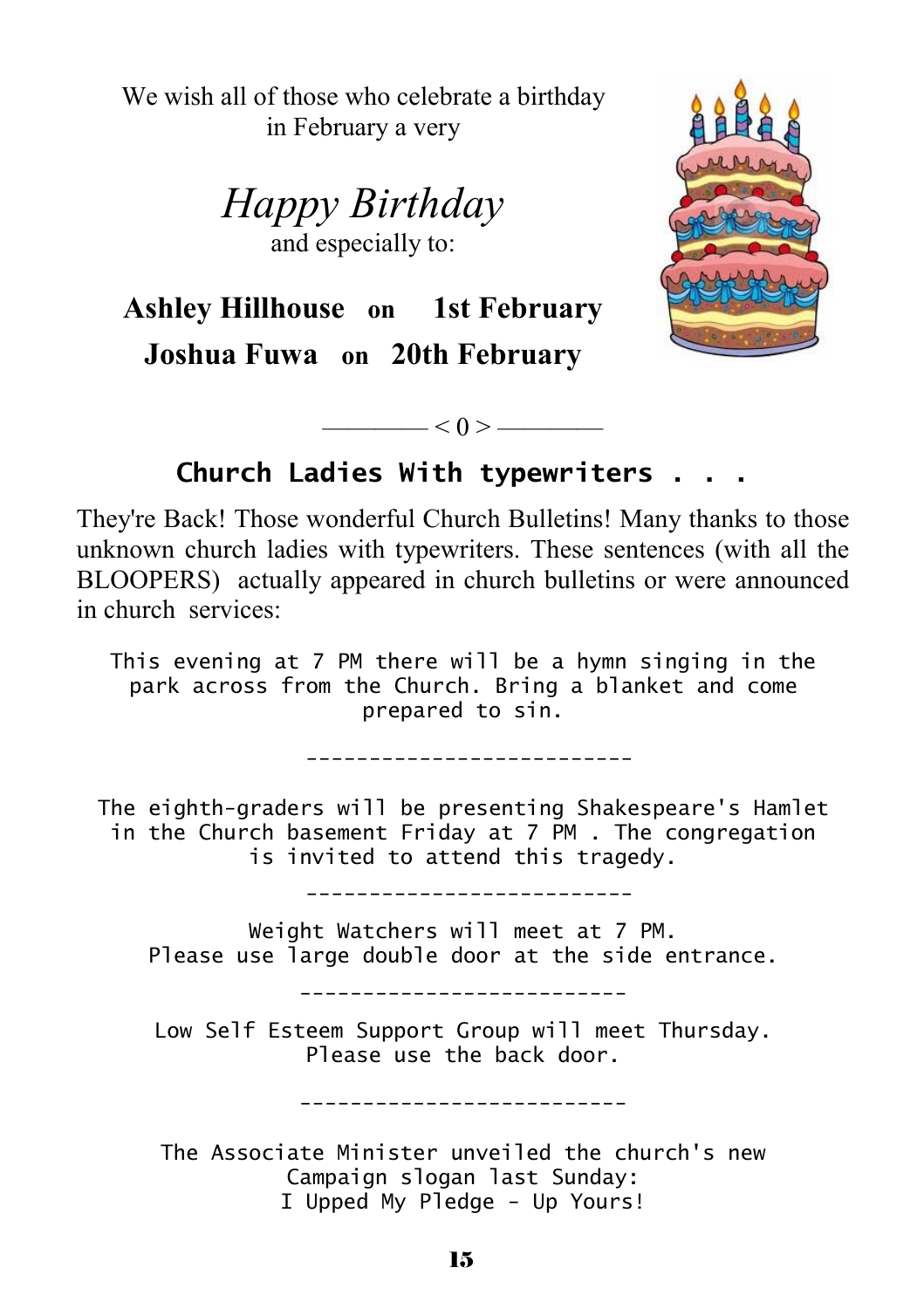We wish all of those who celebrate a birthday in February a very

*Happy Birthday*

and especially to:

**Ashley Hillhouse on 1st February**
**Joshua Fuwa on 20th February**

———— < 0 > ————

## Church Ladies With typewriters . . .

They're Back! Those wonderful Church Bulletins! Many thanks to those unknown church ladies with typewriters. These sentences (with all the BLOOPERS) actually appeared in church bulletins or were announced in church services:

This evening at 7 PM there will be a hymn singing in the park across from the Church. Bring a blanket and come prepared to sin.

--------------------------

The eighth-graders will be presenting Shakespeare's Hamlet in the Church basement Friday at 7 PM . The congregation is invited to attend this tragedy.

--------------------------

Weight Watchers will meet at 7 PM.
Please use large double door at the side entrance.

--------------------------

Low Self Esteem Support Group will meet Thursday.
Please use the back door.

--------------------------

The Associate Minister unveiled the church's new Campaign slogan last Sunday:
I Upped My Pledge - Up Yours!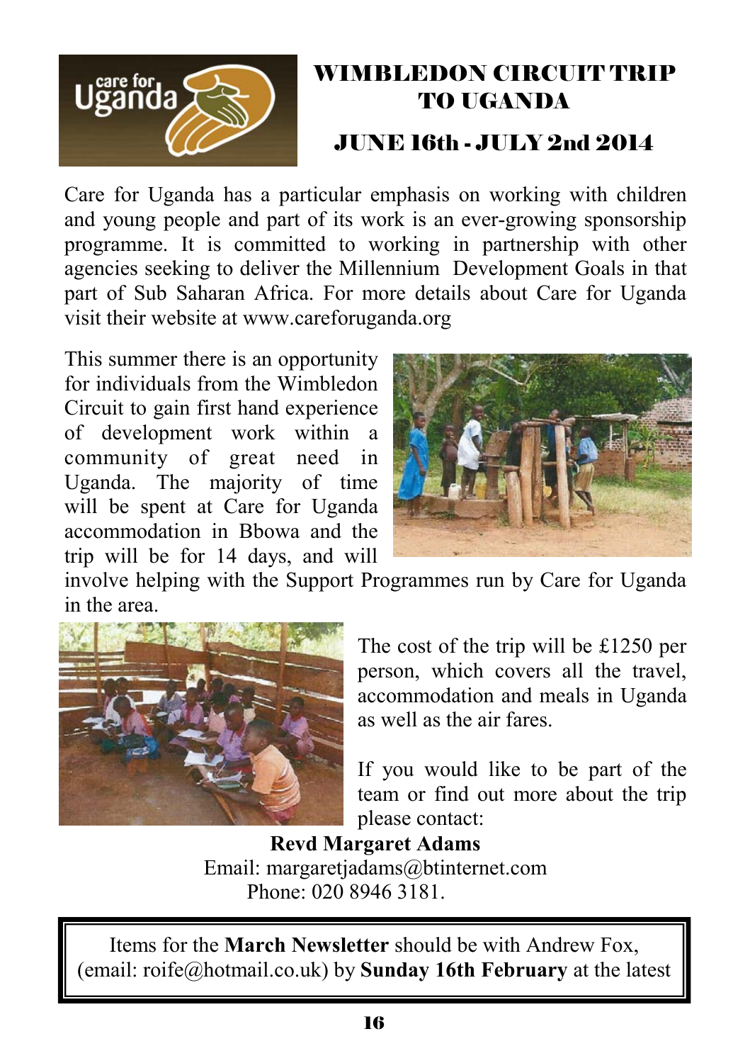# WIMBLEDON CIRCUIT TRIP TO UGANDA

## JUNE 16th - JULY 2nd 2014

Care for Uganda has a particular emphasis on working with children and young people and part of its work is an ever-growing sponsorship programme. It is committed to working in partnership with other agencies seeking to deliver the Millennium Development Goals in that part of Sub Saharan Africa. For more details about Care for Uganda visit their website at www.careforuganda.org

This summer there is an opportunity for individuals from the Wimbledon Circuit to gain first hand experience of development work within a community of great need in Uganda. The majority of time will be spent at Care for Uganda accommodation in Bbowa and the trip will be for 14 days, and will involve helping with the Support Programmes run by Care for Uganda in the area.

The cost of the trip will be £1250 per person, which covers all the travel, accommodation and meals in Uganda as well as the air fares.

If you would like to be part of the team or find out more about the trip please contact:

**Revd Margaret Adams**
Email: margaretjadams@btinternet.com
Phone: 020 8946 3181.

Items for the **March Newsletter** should be with Andrew Fox, (email: roife@hotmail.co.uk) by **Sunday 16th February** at the latest